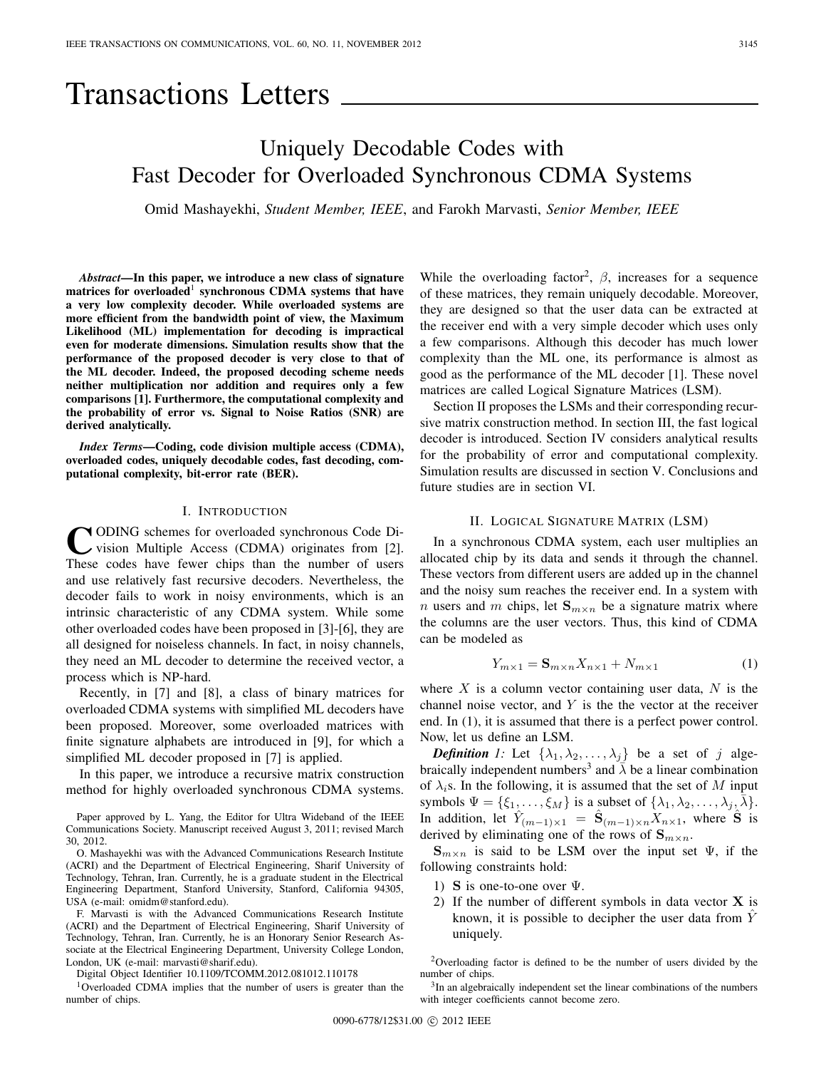# Transactions Letters

## Uniquely Decodable Codes with Fast Decoder for Overloaded Synchronous CDMA Systems

Omid Mashayekhi, *Student Member, IEEE*, and Farokh Marvasti, *Senior Member, IEEE*

***Abstract*—In this paper, we introduce a new class of signature matrices for overloaded[1] synchronous CDMA systems that have a very low complexity decoder. While overloaded systems are more efficient from the bandwidth point of view, the Maximum Likelihood (ML) implementation for decoding is impractical even for moderate dimensions. Simulation results show that the performance of the proposed decoder is very close to that of the ML decoder. Indeed, the proposed decoding scheme needs neither multiplication nor addition and requires only a few comparisons [1]. Furthermore, the computational complexity and the probability of error vs. Signal to Noise Ratios (SNR) are derived analytically.**

***Index Terms*—Coding, code division multiple access (CDMA), overloaded codes, uniquely decodable codes, fast decoding, computational complexity, bit-error rate (BER).**

### I. Introduction

Coding schemes for overloaded synchronous Code Division Multiple Access (CDMA) originates from [2]. These codes have fewer chips than the number of users and use relatively fast recursive decoders. Nevertheless, the decoder fails to work in noisy environments, which is an intrinsic characteristic of any CDMA system. While some other overloaded codes have been proposed in [3]-[6], they are all designed for noiseless channels. In fact, in noisy channels, they need an ML decoder to determine the received vector, a process which is NP-hard.

Recently, in [7] and [8], a class of binary matrices for overloaded CDMA systems with simplified ML decoders have been proposed. Moreover, some overloaded matrices with finite signature alphabets are introduced in [9], for which a simplified ML decoder proposed in [7] is applied.

In this paper, we introduce a recursive matrix construction method for highly overloaded synchronous CDMA systems. While the overloading factor[2], $\beta$, increases for a sequence of these matrices, they remain uniquely decodable. Moreover, they are designed so that the user data can be extracted at the receiver end with a very simple decoder which uses only a few comparisons. Although this decoder has much lower complexity than the ML one, its performance is almost as good as the performance of the ML decoder [1]. These novel matrices are called Logical Signature Matrices (LSM).

Section II proposes the LSMs and their corresponding recursive matrix construction method. In section III, the fast logical decoder is introduced. Section IV considers analytical results for the probability of error and computational complexity. Simulation results are discussed in section V. Conclusions and future studies are in section VI.

### II. Logical Signature Matrix (LSM)

In a synchronous CDMA system, each user multiplies an allocated chip by its data and sends it through the channel. These vectors from different users are added up in the channel and the noisy sum reaches the receiver end. In a system with $n$ users and $m$ chips, let $\mathbf{S}_{m\times n}$ be a signature matrix where the columns are the user vectors. Thus, this kind of CDMA can be modeled as

$$Y_{m\times 1} = \mathbf{S}_{m\times n}X_{n\times 1} + N_{m\times 1} \tag{1}$$

where $X$ is a column vector containing user data, $N$ is the channel noise vector, and $Y$ is the the vector at the receiver end. In (1), it is assumed that there is a perfect power control. Now, let us define an LSM.

***Definition 1:*** Let $\{\lambda_1, \lambda_2, \ldots, \lambda_j\}$ be a set of $j$ algebraically independent numbers[3] and $\bar{\lambda}$ be a linear combination of $\lambda_i$s. In the following, it is assumed that the set of $M$ input symbols $\Psi = \{\xi_1, \ldots, \xi_M\}$ is a subset of $\{\lambda_1, \lambda_2, \ldots, \lambda_j, \bar{\lambda}\}$. In addition, let $\hat{Y}_{(m-1)\times 1} = \hat{\mathbf{S}}_{(m-1)\times n}X_{n\times 1}$, where $\hat{\mathbf{S}}$ is derived by eliminating one of the rows of $\mathbf{S}_{m\times n}$.

$\mathbf{S}_{m\times n}$ is said to be LSM over the input set $\Psi$, if the following constraints hold:

1) $\mathbf{S}$ is one-to-one over $\Psi$.
2) If the number of different symbols in data vector $\mathbf{X}$ is known, it is possible to decipher the user data from $\hat{Y}$ uniquely.

---

Paper approved by L. Yang, the Editor for Ultra Wideband of the IEEE Communications Society. Manuscript received August 3, 2011; revised March 30, 2012.

O. Mashayekhi was with the Advanced Communications Research Institute (ACRI) and the Department of Electrical Engineering, Sharif University of Technology, Tehran, Iran. Currently, he is a graduate student in the Electrical Engineering Department, Stanford University, Stanford, California 94305, USA (e-mail: omidm@stanford.edu).

F. Marvasti is with the Advanced Communications Research Institute (ACRI) and the Department of Electrical Engineering, Sharif University of Technology, Tehran, Iran. Currently, he is an Honorary Senior Research Associate at the Electrical Engineering Department, University College London, London, UK (e-mail: marvasti@sharif.edu).

Digital Object Identifier 10.1109/TCOMM.2012.081012.110178

[1] Overloaded CDMA implies that the number of users is greater than the number of chips.

[2] Overloading factor is defined to be the number of users divided by the number of chips.

[3] In an algebraically independent set the linear combinations of the numbers with integer coefficients cannot become zero.

0090-6778/12$31.00 © 2012 IEEE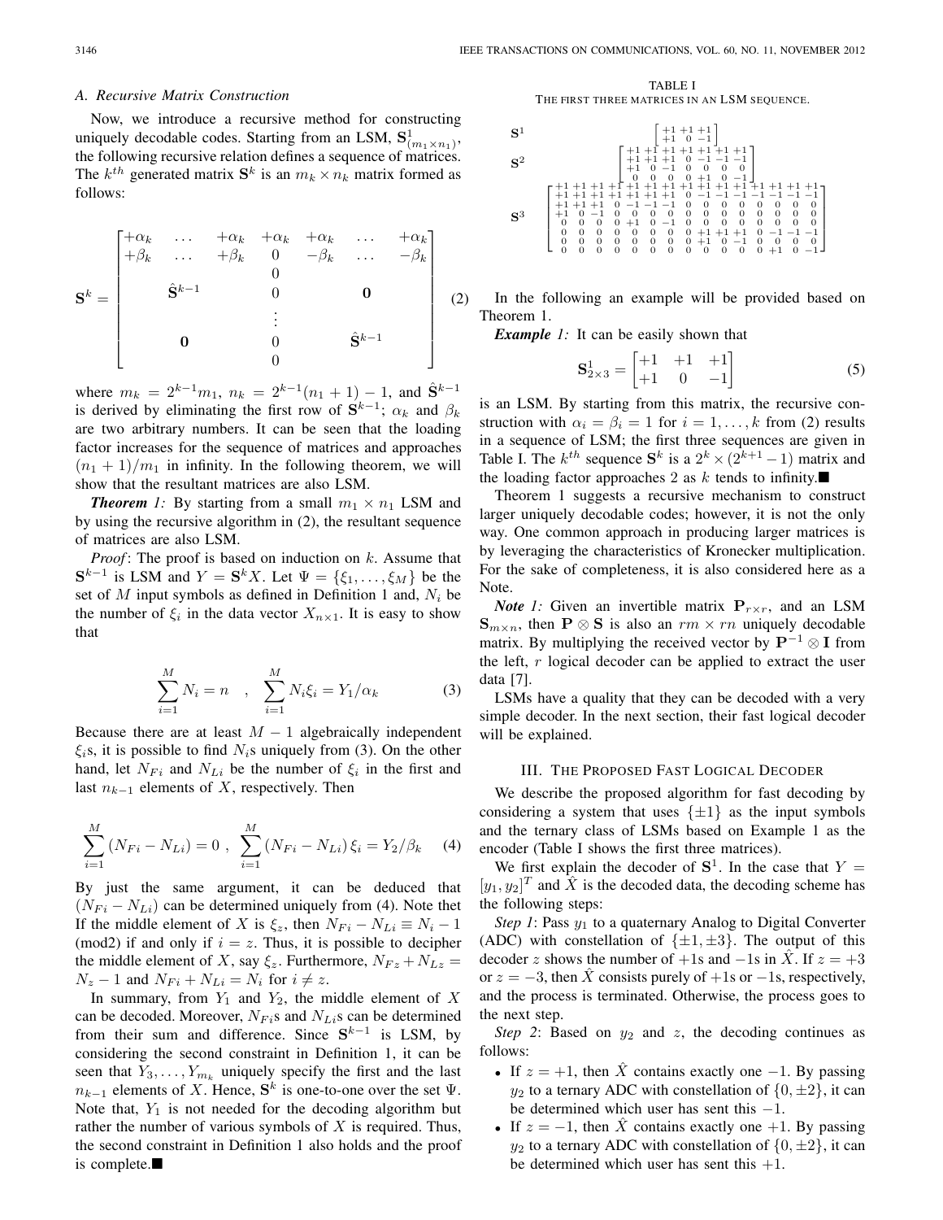### A. Recursive Matrix Construction

Now, we introduce a recursive method for constructing uniquely decodable codes. Starting from an LSM, $\mathbf{S}^1_{(m_1 \times n_1)}$, the following recursive relation defines a sequence of matrices. The $k^{th}$ generated matrix $\mathbf{S}^k$ is an $m_k \times n_k$ matrix formed as follows:

$$
\mathbf{S}^k = \begin{bmatrix} +\alpha_k & \dots & +\alpha_k & +\alpha_k & +\alpha_k & \dots & +\alpha_k \\ +\beta_k & \dots & +\beta_k & 0 & -\beta_k & \dots & -\beta_k \\ & & & 0 & & & \\ & \hat{\mathbf{S}}^{k-1} & & 0 & & \mathbf{0} & \\ & & & \vdots & & & \\ & \mathbf{0} & & 0 & & \hat{\mathbf{S}}^{k-1} & \\ & & & 0 & & & \end{bmatrix} \quad (2)
$$

where $m_k = 2^{k-1}m_1$, $n_k = 2^{k-1}(n_1+1)-1$, and $\hat{\mathbf{S}}^{k-1}$ is derived by eliminating the first row of $\mathbf{S}^{k-1}$; $\alpha_k$ and $\beta_k$ are two arbitrary numbers. It can be seen that the loading factor increases for the sequence of matrices and approaches $(n_1+1)/m_1$ in infinity. In the following theorem, we will show that the resultant matrices are also LSM.

***Theorem 1:*** By starting from a small $m_1 \times n_1$ LSM and by using the recursive algorithm in (2), the resultant sequence of matrices are also LSM.

*Proof*: The proof is based on induction on $k$. Assume that $\mathbf{S}^{k-1}$ is LSM and $Y = \mathbf{S}^k X$. Let $\Psi = \{\xi_1, \dots, \xi_M\}$ be the set of $M$ input symbols as defined in Definition 1 and, $N_i$ be the number of $\xi_i$ in the data vector $X_{n \times 1}$. It is easy to show that

$$
\sum_{i=1}^{M} N_i = n \quad , \quad \sum_{i=1}^{M} N_i \xi_i = Y_1/\alpha_k \quad (3)
$$

Because there are at least $M-1$ algebraically independent $\xi_i$s, it is possible to find $N_i$s uniquely from (3). On the other hand, let $N_{Fi}$ and $N_{Li}$ be the number of $\xi_i$ in the first and last $n_{k-1}$ elements of $X$, respectively. Then

$$
\sum_{i=1}^{M} (N_{Fi} - N_{Li}) = 0 \ , \ \sum_{i=1}^{M} (N_{Fi} - N_{Li})\,\xi_i = Y_2/\beta_k \quad (4)
$$

By just the same argument, it can be deduced that $(N_{Fi} - N_{Li})$ can be determined uniquely from (4). Note thet If the middle element of $X$ is $\xi_z$, then $N_{Fi} - N_{Li} \equiv N_i - 1$ (mod2) if and only if $i = z$. Thus, it is possible to decipher the middle element of $X$, say $\xi_z$. Furthermore, $N_{Fz} + N_{Lz} = N_z - 1$ and $N_{Fi} + N_{Li} = N_i$ for $i \neq z$.

In summary, from $Y_1$ and $Y_2$, the middle element of $X$ can be decoded. Moreover, $N_{Fi}$s and $N_{Li}$s can be determined from their sum and difference. Since $\mathbf{S}^{k-1}$ is LSM, by considering the second constraint in Definition 1, it can be seen that $Y_3, \dots, Y_{m_k}$ uniquely specify the first and the last $n_{k-1}$ elements of $X$. Hence, $\mathbf{S}^k$ is one-to-one over the set $\Psi$. Note that, $Y_1$ is not needed for the decoding algorithm but rather the number of various symbols of $X$ is required. Thus, the second constraint in Definition 1 also holds and the proof is complete.■

TABLE I
THE FIRST THREE MATRICES IN AN LSM SEQUENCE.

$$
\mathbf{S}^1 \quad \begin{bmatrix} +1 & +1 & +1 \\ +1 & 0 & -1 \end{bmatrix}
$$

$$
\mathbf{S}^2 \quad \begin{bmatrix} +1 & +1 & +1 & +1 & +1 & +1 & +1 \\ +1 & +1 & +1 & 0 & -1 & -1 & -1 \\ +1 & 0 & -1 & 0 & 0 & 0 & 0 \\ 0 & 0 & 0 & 0 & +1 & 0 & -1 \end{bmatrix}
$$

$$
\mathbf{S}^3 \quad \begin{bmatrix} +1 & +1 & +1 & +1 & +1 & +1 & +1 & +1 & +1 & +1 & +1 & +1 & +1 & +1 & +1 \\ +1 & +1 & +1 & +1 & +1 & +1 & +1 & 0 & -1 & -1 & -1 & -1 & -1 & -1 & -1 \\ +1 & +1 & +1 & 0 & -1 & -1 & -1 & 0 & 0 & 0 & 0 & 0 & 0 & 0 & 0 \\ +1 & 0 & -1 & 0 & 0 & 0 & 0 & 0 & 0 & 0 & 0 & 0 & 0 & 0 & 0 \\ 0 & 0 & 0 & 0 & +1 & 0 & -1 & 0 & 0 & 0 & 0 & 0 & 0 & 0 & 0 \\ 0 & 0 & 0 & 0 & 0 & 0 & 0 & 0 & +1 & +1 & +1 & 0 & -1 & -1 & -1 \\ 0 & 0 & 0 & 0 & 0 & 0 & 0 & 0 & +1 & 0 & -1 & 0 & 0 & 0 & 0 \\ 0 & 0 & 0 & 0 & 0 & 0 & 0 & 0 & 0 & 0 & 0 & 0 & +1 & 0 & -1 \end{bmatrix}
$$

In the following an example will be provided based on Theorem 1.

***Example 1:*** It can be easily shown that

$$
\mathbf{S}^1_{2\times 3} = \begin{bmatrix} +1 & +1 & +1 \\ +1 & 0 & -1 \end{bmatrix} \quad (5)
$$

is an LSM. By starting from this matrix, the recursive construction with $\alpha_i = \beta_i = 1$ for $i = 1, \dots, k$ from (2) results in a sequence of LSM; the first three sequences are given in Table I. The $k^{th}$ sequence $\mathbf{S}^k$ is a $2^k \times (2^{k+1}-1)$ matrix and the loading factor approaches 2 as $k$ tends to infinity.■

Theorem 1 suggests a recursive mechanism to construct larger uniquely decodable codes; however, it is not the only way. One common approach in producing larger matrices is by leveraging the characteristics of Kronecker multiplication. For the sake of completeness, it is also considered here as a Note.

***Note 1:*** Given an invertible matrix $\mathbf{P}_{r\times r}$, and an LSM $\mathbf{S}_{m\times n}$, then $\mathbf{P} \otimes \mathbf{S}$ is also an $rm \times rn$ uniquely decodable matrix. By multiplying the received vector by $\mathbf{P}^{-1} \otimes \mathbf{I}$ from the left, $r$ logical decoder can be applied to extract the user data [7].

LSMs have a quality that they can be decoded with a very simple decoder. In the next section, their fast logical decoder will be explained.

## III. The Proposed Fast Logical Decoder

We describe the proposed algorithm for fast decoding by considering a system that uses $\{\pm 1\}$ as the input symbols and the ternary class of LSMs based on Example 1 as the encoder (Table I shows the first three matrices).

We first explain the decoder of $\mathbf{S}^1$. In the case that $Y = [y_1, y_2]^T$ and $\hat{X}$ is the decoded data, the decoding scheme has the following steps:

*Step 1*: Pass $y_1$ to a quaternary Analog to Digital Converter (ADC) with constellation of $\{\pm 1, \pm 3\}$. The output of this decoder $z$ shows the number of $+1$s and $-1$s in $\hat{X}$. If $z = +3$ or $z = -3$, then $\hat{X}$ consists purely of $+1$s or $-1$s, respectively, and the process is terminated. Otherwise, the process goes to the next step.

*Step 2*: Based on $y_2$ and $z$, the decoding continues as follows:

- If $z = +1$, then $\hat{X}$ contains exactly one $-1$. By passing $y_2$ to a ternary ADC with constellation of $\{0, \pm 2\}$, it can be determined which user has sent this $-1$.
- If $z = -1$, then $\hat{X}$ contains exactly one $+1$. By passing $y_2$ to a ternary ADC with constellation of $\{0, \pm 2\}$, it can be determined which user has sent this $+1$.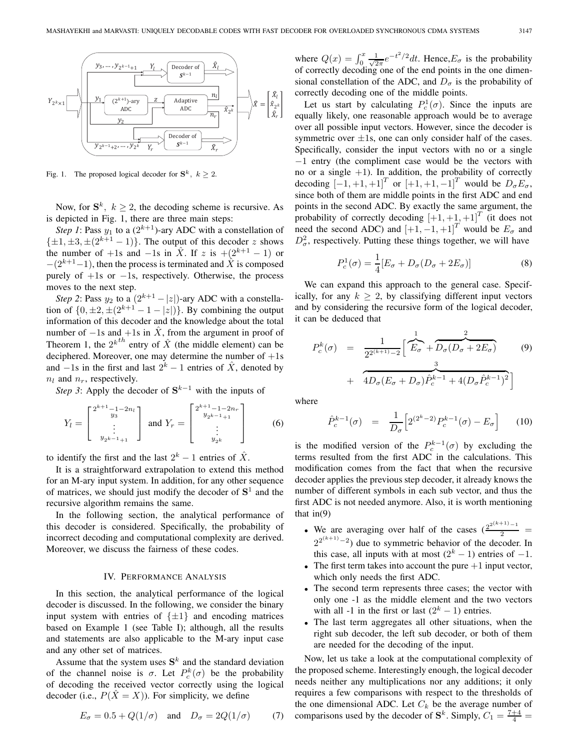Fig. 1. The proposed logical decoder for $\mathbf{S}^k,\ k \geq 2$.

Now, for $\mathbf{S}^k,\ k \geq 2$, the decoding scheme is recursive. As is depicted in Fig. 1, there are three main steps:

*Step 1*: Pass $y_1$ to a $(2^{k+1})$-ary ADC with a constellation of $\{\pm 1, \pm 3, \pm(2^{k+1}-1)\}$. The output of this decoder $z$ shows the number of $+1$s and $-1$s in $\hat{X}$. If $z$ is $+(2^{k+1}-1)$ or $-(2^{k+1}-1)$, then the process is terminated and $\hat{X}$ is composed purely of $+1$s or $-1$s, respectively. Otherwise, the process moves to the next step.

*Step 2*: Pass $y_2$ to a $(2^{k+1}-|z|)$-ary ADC with a constellation of $\{0, \pm 2, \pm(2^{k+1}-1-|z|)\}$. By combining the output information of this decoder and the knowledge about the total number of $-1$s and $+1$s in $\hat{X}$, from the argument in proof of Theorem 1, the $2^{k^{th}}$ entry of $\hat{X}$ (the middle element) can be deciphered. Moreover, one may determine the number of $+1$s and $-1$s in the first and last $2^k-1$ entries of $\hat{X}$, denoted by $n_l$ and $n_r$, respectively.

*Step 3*: Apply the decoder of $\mathbf{S}^{k-1}$ with the inputs of

$$Y_l = \begin{bmatrix} 2^{k+1}-1-2n_l \\ y_3 \\ \vdots \\ y_{2^{k-1}+1} \end{bmatrix} \text{ and } Y_r = \begin{bmatrix} 2^{k+1}-1-2n_r \\ y_{2^{k-1}+1} \\ \vdots \\ y_{2^k} \end{bmatrix} \tag{6}$$

to identify the first and the last $2^k-1$ entries of $\hat{X}$.

It is a straightforward extrapolation to extend this method for an M-ary input system. In addition, for any other sequence of matrices, we should just modify the decoder of $\mathbf{S}^1$ and the recursive algorithm remains the same.

In the following section, the analytical performance of this decoder is considered. Specifically, the probability of incorrect decoding and computational complexity are derived. Moreover, we discuss the fairness of these codes.

## IV. Performance Analysis

In this section, the analytical performance of the logical decoder is discussed. In the following, we consider the binary input system with entries of $\{\pm 1\}$ and encoding matrices based on Example 1 (see Table I); although, all the results and statements are also applicable to the M-ary input case and any other set of matrices.

Assume that the system uses $\mathbf{S}^k$ and the standard deviation of the channel noise is $\sigma$. Let $P_c^k(\sigma)$ be the probability of decoding the received vector correctly using the logical decoder (i.e., $P(\hat{X} = X)$). For simplicity, we define

$$E_\sigma = 0.5 + Q(1/\sigma) \quad \text{and} \quad D_\sigma = 2Q(1/\sigma) \tag{7}$$

where $Q(x) = \int_0^x \frac{1}{\sqrt{2\pi}} e^{-t^2/2} dt$. Hence, $E_\sigma$ is the probability of correctly decoding one of the end points in the one dimensional constellation of the ADC, and $D_\sigma$ is the probability of correctly decoding one of the middle points.

Let us start by calculating $P_c^1(\sigma)$. Since the inputs are equally likely, one reasonable approach would be to average over all possible input vectors. However, since the decoder is symmetric over $\pm 1$s, one can only consider half of the cases. Specifically, consider the input vectors with no or a single $-1$ entry (the compliment case would be the vectors with no or a single $+1$). In addition, the probability of correctly decoding $[-1,+1,+1]^T$ or $[+1,+1,-1]^T$ would be $D_\sigma E_\sigma$, since both of them are middle points in the first ADC and end points in the second ADC. By exactly the same argument, the probability of correctly decoding $[+1,+1,+1]^T$ (it does not need the second ADC) and $[+1,-1,+1]^T$ would be $E_\sigma$ and $D_\sigma^2$, respectively. Putting these things together, we will have

$$P_c^1(\sigma) = \frac{1}{4}[E_\sigma + D_\sigma(D_\sigma + 2E_\sigma)] \tag{8}$$

We can expand this approach to the general case. Specifically, for any $k \geq 2$, by classifying different input vectors and by considering the recursive form of the logical decoder, it can be deduced that

$$\begin{aligned} P_c^k(\sigma) &= \frac{1}{2^{2^{(k+1)}-2}} \Big[ \overbrace{E_\sigma}^{1} + \overbrace{D_\sigma(D_\sigma + 2E_\sigma)}^{2} \\ &\quad + \overbrace{4D_\sigma(E_\sigma + D_\sigma)\hat{P}_c^{k-1} + 4(D_\sigma \hat{P}_c^{k-1})^2}^{3} \Big] \end{aligned} \tag{9}$$

where

$$\hat{P}_c^{k-1}(\sigma) = \frac{1}{D_\sigma}\Big[2^{(2^k-2)} P_c^{k-1}(\sigma) - E_\sigma\Big] \tag{10}$$

is the modified version of the $P_c^{k-1}(\sigma)$ by excluding the terms resulted from the first ADC in the calculations. This modification comes from the fact that when the recursive decoder applies the previous step decoder, it already knows the number of different symbols in each sub vector, and thus the first ADC is not needed anymore. Also, it is worth mentioning that in(9)

- We are averaging over half of the cases ($\frac{2^{2^{(k+1)}-1}}{2} = 2^{2^{(k+1)}-2}$) due to symmetric behavior of the decoder. In this case, all inputs with at most $(2^k-1)$ entries of $-1$.
- The first term takes into account the pure $+1$ input vector, which only needs the first ADC.
- The second term represents three cases; the vector with only one -1 as the middle element and the two vectors with all -1 in the first or last $(2^k-1)$ entries.
- The last term aggregates all other situations, when the right sub decoder, the left sub decoder, or both of them are needed for the decoding of the input.

Now, let us take a look at the computational complexity of the proposed scheme. Interestingly enough, the logical decoder needs neither any multiplications nor any additions; it only requires a few comparisons with respect to the thresholds of the one dimensional ADC. Let $C_k$ be the average number of comparisons used by the decoder of $\mathbf{S}^k$. Simply, $C_1 = \frac{7+4}{4} =$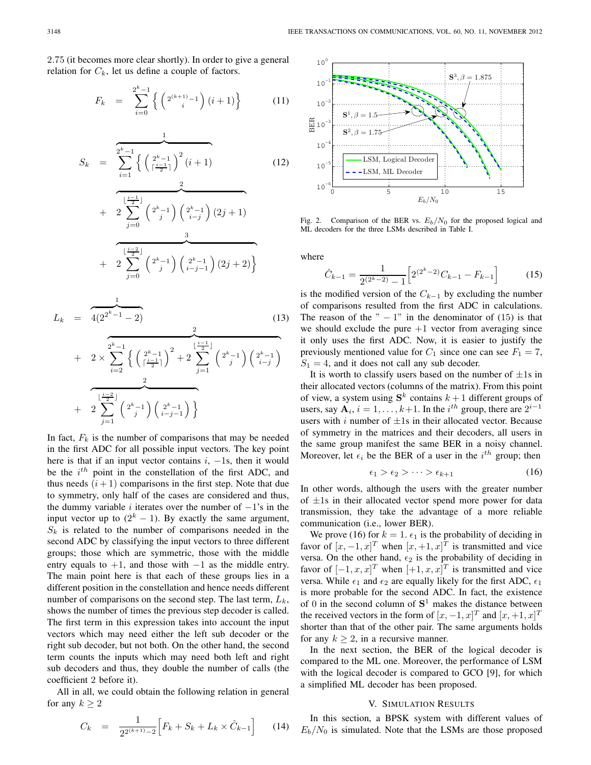2.75 (it becomes more clear shortly). In order to give a general relation for $C_k$, let us define a couple of factors.

$$F_k = \sum_{i=0}^{2^k-1} \left\{ \binom{2^{(k+1)}-1}{i} (i+1) \right\} \tag{11}$$

$$\begin{aligned} S_k = & \overbrace{\sum_{i=1}^{2^k-1} \left\{ \binom{2^k-1}{\lceil \frac{i-1}{2} \rceil}^2 (i+1) \right.}^{1} \\ & + \overbrace{2 \sum_{j=0}^{\lfloor \frac{i-1}{2} \rfloor} \binom{2^k-1}{j} \binom{2^k-1}{i-j} (2j+1)}^{2} \\ & + \overbrace{\left. 2 \sum_{j=0}^{\lfloor \frac{i-2}{2} \rfloor} \binom{2^k-1}{j} \binom{2^k-1}{i-j-1} (2j+2) \right\}}^{3} \end{aligned} \tag{12}$$

$$\begin{aligned} L_k = & \overbrace{4(2^{2^k-1}-2)}^{1} \\ & + \overbrace{2 \times \sum_{i=2}^{2^k-1} \left\{ \binom{2^k-1}{\lceil \frac{i-1}{2} \rceil}^2 + 2 \sum_{j=1}^{\lfloor \frac{i-1}{2} \rfloor} \binom{2^k-1}{j} \binom{2^k-1}{i-j} \right.}^{2} \\ & + \overbrace{\left. 2 \sum_{j=1}^{\lfloor \frac{i-2}{2} \rfloor} \binom{2^k-1}{j} \binom{2^k-1}{i-j-1} \right\}}^{2} \end{aligned} \tag{13}$$

In fact, $F_k$ is the number of comparisons that may be needed in the first ADC for all possible input vectors. The key point here is that if an input vector contains $i$, $-1$s, then it would be the $i^{th}$ point in the constellation of the first ADC, and thus needs $(i+1)$ comparisons in the first step. Note that due to symmetry, only half of the cases are considered and thus, the dummy variable $i$ iterates over the number of $-1$'s in the input vector up to $(2^k - 1)$. By exactly the same argument, $S_k$ is related to the number of comparisons needed in the second ADC by classifying the input vectors to three different groups; those which are symmetric, those with the middle entry equals to $+1$, and those with $-1$ as the middle entry. The main point here is that each of these groups lies in a different position in the constellation and hence needs different number of comparisons on the second step. The last term, $L_k$, shows the number of times the previous step decoder is called. The first term in this expression takes into account the input vectors which may need either the left sub decoder or the right sub decoder, but not both. On the other hand, the second term counts the inputs which may need both left and right sub decoders and thus, they double the number of calls (the coefficient 2 before it).

All in all, we could obtain the following relation in general for any $k \geq 2$

$$C_k = \frac{1}{2^{2^{(k+1)}-2}} \Big[ F_k + S_k + L_k \times \hat{C}_{k-1} \Big] \tag{14}$$

Fig. 2. Comparison of the BER vs. $E_b/N_0$ for the proposed logical and ML decoders for the three LSMs described in Table I.

where

$$\hat{C}_{k-1} = \frac{1}{2^{(2^k-2)} - 1} \Big[ 2^{(2^k-2)} C_{k-1} - F_{k-1} \Big] \tag{15}$$

is the modified version of the $C_{k-1}$ by excluding the number of comparisons resulted from the first ADC in calculations. The reason of the " $-1$" in the denominator of (15) is that we should exclude the pure $+1$ vector from averaging since it only uses the first ADC. Now, it is easier to justify the previously mentioned value for $C_1$ since one can see $F_1 = 7$, $S_1 = 4$, and it does not call any sub decoder.

It is worth to classify users based on the number of $\pm 1$s in their allocated vectors (columns of the matrix). From this point of view, a system using $\mathbf{S}^k$ contains $k+1$ different groups of users, say $\mathbf{A}_i$, $i = 1, \ldots, k+1$. In the $i^{th}$ group, there are $2^{i-1}$ users with $i$ number of $\pm 1$s in their allocated vector. Because of symmetry in the matrices and their decoders, all users in the same group manifest the same BER in a noisy channel. Moreover, let $\epsilon_i$ be the BER of a user in the $i^{th}$ group; then

$$\epsilon_1 > \epsilon_2 > \cdots > \epsilon_{k+1} \tag{16}$$

In other words, although the users with the greater number of $\pm 1$s in their allocated vector spend more power for data transmission, they take the advantage of a more reliable communication (i.e., lower BER).

We prove (16) for $k = 1$. $\epsilon_1$ is the probability of deciding in favor of $[x, -1, x]^T$ when $[x, +1, x]^T$ is transmitted and vice versa. On the other hand, $\epsilon_2$ is the probability of deciding in favor of $[-1, x, x]^T$ when $[+1, x, x]^T$ is transmitted and vice versa. While $\epsilon_1$ and $\epsilon_2$ are equally likely for the first ADC, $\epsilon_1$ is more probable for the second ADC. In fact, the existence of 0 in the second column of $\mathbf{S}^1$ makes the distance between the received vectors in the form of $[x, -1, x]^T$ and $[x, +1, x]^T$ shorter than that of the other pair. The same arguments holds for any $k \geq 2$, in a recursive manner.

In the next section, the BER of the logical decoder is compared to the ML one. Moreover, the performance of LSM with the logical decoder is compared to GCO [9], for which a simplified ML decoder has been proposed.

## V. Simulation Results

In this section, a BPSK system with different values of $E_b/N_0$ is simulated. Note that the LSMs are those proposed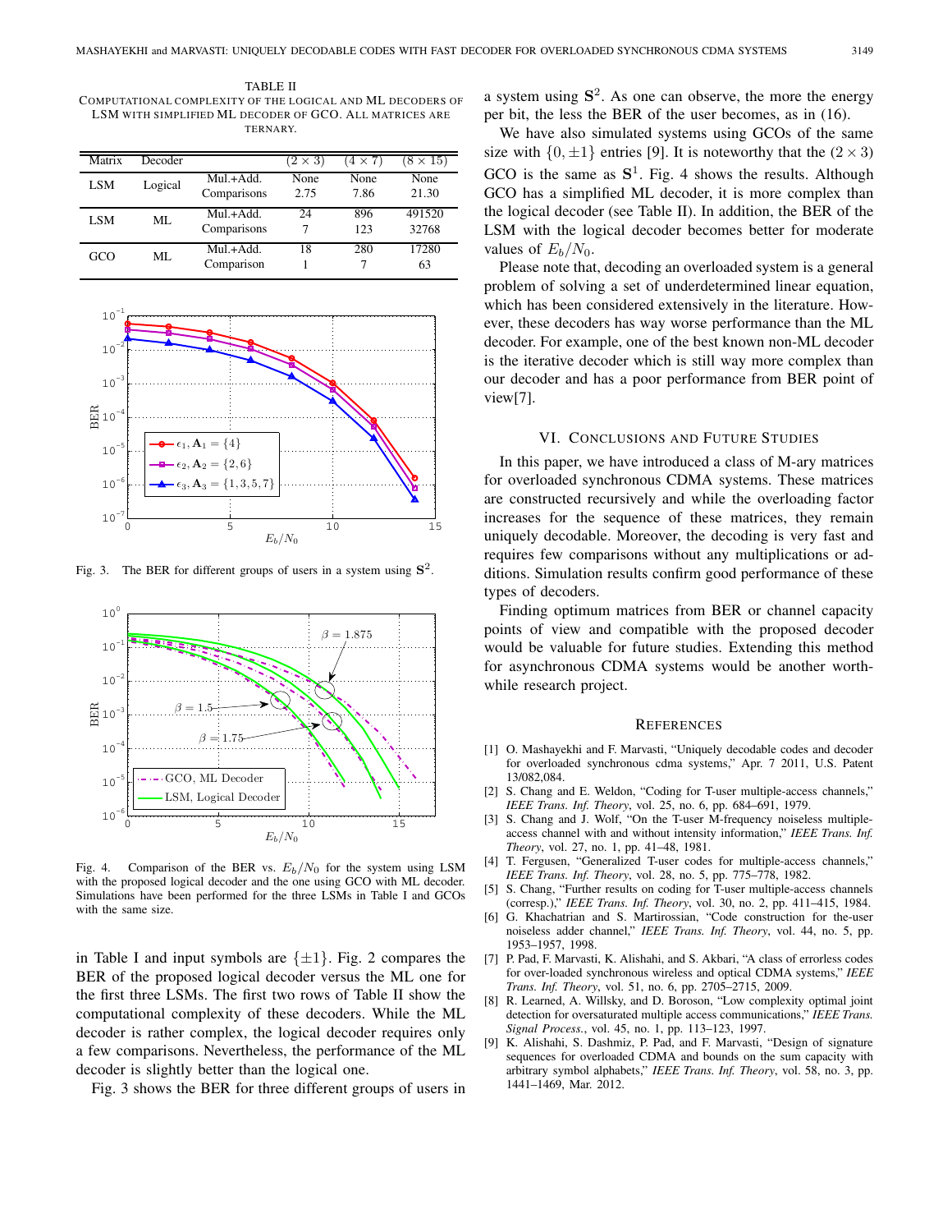TABLE II
COMPUTATIONAL COMPLEXITY OF THE LOGICAL AND ML DECODERS OF LSM WITH SIMPLIFIED ML DECODER OF GCO. ALL MATRICES ARE TERNARY.

| Matrix | Decoder | | $(2 \times 3)$ | $(4 \times 7)$ | $(8 \times 15)$ |
|---|---|---|---|---|---|
| LSM | Logical | Mul.+Add. | None | None | None |
| | | Comparisons | 2.75 | 7.86 | 21.30 |
| LSM | ML | Mul.+Add. | 24 | 896 | 491520 |
| | | Comparisons | 7 | 123 | 32768 |
| GCO | ML | Mul.+Add. | 18 | 280 | 17280 |
| | | Comparison | 1 | 7 | 63 |

BER
$E_b/N_0$
$\epsilon_1, \mathbf{A}_1 = \{4\}$
$\epsilon_2, \mathbf{A}_2 = \{2, 6\}$
$\epsilon_3, \mathbf{A}_3 = \{1, 3, 5, 7\}$

Fig. 3. The BER for different groups of users in a system using $\mathbf{S}^2$.

BER
$E_b/N_0$
$\beta = 1.875$
$\beta = 1.5$
$\beta = 1.75$
GCO, ML Decoder
LSM, Logical Decoder

Fig. 4. Comparison of the BER vs. $E_b/N_0$ for the system using LSM with the proposed logical decoder and the one using GCO with ML decoder. Simulations have been performed for the three LSMs in Table I and GCOs with the same size.

in Table I and input symbols are $\{\pm 1\}$. Fig. 2 compares the BER of the proposed logical decoder versus the ML one for the first three LSMs. The first two rows of Table II show the computational complexity of these decoders. While the ML decoder is rather complex, the logical decoder requires only a few comparisons. Nevertheless, the performance of the ML decoder is slightly better than the logical one.

Fig. 3 shows the BER for three different groups of users in a system using $\mathbf{S}^2$. As one can observe, the more the energy per bit, the less the BER of the user becomes, as in (16).

We have also simulated systems using GCOs of the same size with $\{0, \pm 1\}$ entries [9]. It is noteworthy that the $(2 \times 3)$ GCO is the same as $\mathbf{S}^1$. Fig. 4 shows the results. Although GCO has a simplified ML decoder, it is more complex than the logical decoder (see Table II). In addition, the BER of the LSM with the logical decoder becomes better for moderate values of $E_b/N_0$.

Please note that, decoding an overloaded system is a general problem of solving a set of underdetermined linear equation, which has been considered extensively in the literature. However, these decoders has way worse performance than the ML decoder. For example, one of the best known non-ML decoder is the iterative decoder which is still way more complex than our decoder and has a poor performance from BER point of view[7].

## VI. Conclusions and Future Studies

In this paper, we have introduced a class of M-ary matrices for overloaded synchronous CDMA systems. These matrices are constructed recursively and while the overloading factor increases for the sequence of these matrices, they remain uniquely decodable. Moreover, the decoding is very fast and requires few comparisons without any multiplications or additions. Simulation results confirm good performance of these types of decoders.

Finding optimum matrices from BER or channel capacity points of view and compatible with the proposed decoder would be valuable for future studies. Extending this method for asynchronous CDMA systems would be another worthwhile research project.

## References

[1] O. Mashayekhi and F. Marvasti, "Uniquely decodable codes and decoder for overloaded synchronous cdma systems," Apr. 7 2011, U.S. Patent 13/082,084.

[2] S. Chang and E. Weldon, "Coding for T-user multiple-access channels," *IEEE Trans. Inf. Theory*, vol. 25, no. 6, pp. 684–691, 1979.

[3] S. Chang and J. Wolf, "On the T-user M-frequency noiseless multiple-access channel with and without intensity information," *IEEE Trans. Inf. Theory*, vol. 27, no. 1, pp. 41–48, 1981.

[4] T. Fergusen, "Generalized T-user codes for multiple-access channels," *IEEE Trans. Inf. Theory*, vol. 28, no. 5, pp. 775–778, 1982.

[5] S. Chang, "Further results on coding for T-user multiple-access channels (corresp.)," *IEEE Trans. Inf. Theory*, vol. 30, no. 2, pp. 411–415, 1984.

[6] G. Khachatrian and S. Martirossian, "Code construction for the-user noiseless adder channel," *IEEE Trans. Inf. Theory*, vol. 44, no. 5, pp. 1953–1957, 1998.

[7] P. Pad, F. Marvasti, K. Alishahi, and S. Akbari, "A class of errorless codes for over-loaded synchronous wireless and optical CDMA systems," *IEEE Trans. Inf. Theory*, vol. 51, no. 6, pp. 2705–2715, 2009.

[8] R. Learned, A. Willsky, and D. Boroson, "Low complexity optimal joint detection for oversaturated multiple access communications," *IEEE Trans. Signal Process.*, vol. 45, no. 1, pp. 113–123, 1997.

[9] K. Alishahi, S. Dashmiz, P. Pad, and F. Marvasti, "Design of signature sequences for overloaded CDMA and bounds on the sum capacity with arbitrary symbol alphabets," *IEEE Trans. Inf. Theory*, vol. 58, no. 3, pp. 1441–1469, Mar. 2012.